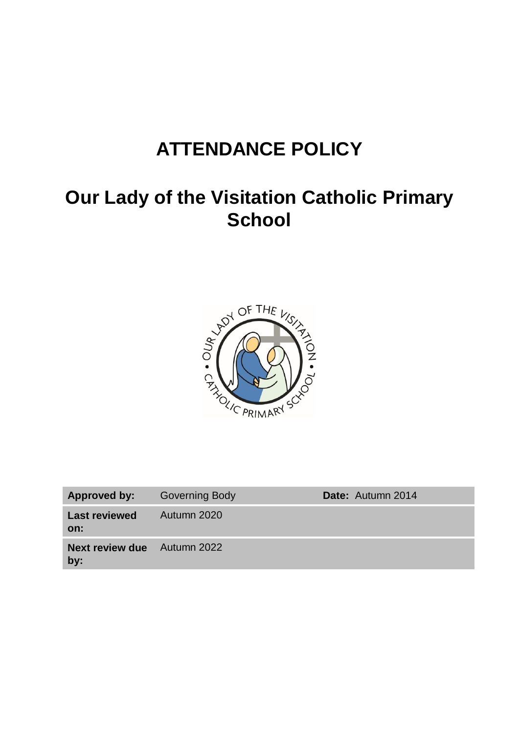# ATTENDANCE POLICY

# Our Lady of the Visitation Catholic Primary School

| **Approved by:** | Governing Body | **Date:** Autumn 2014 |
|---|---|---|
| **Last reviewed on:** | Autumn 2020 | |
| **Next review due by:** | Autumn 2022 | |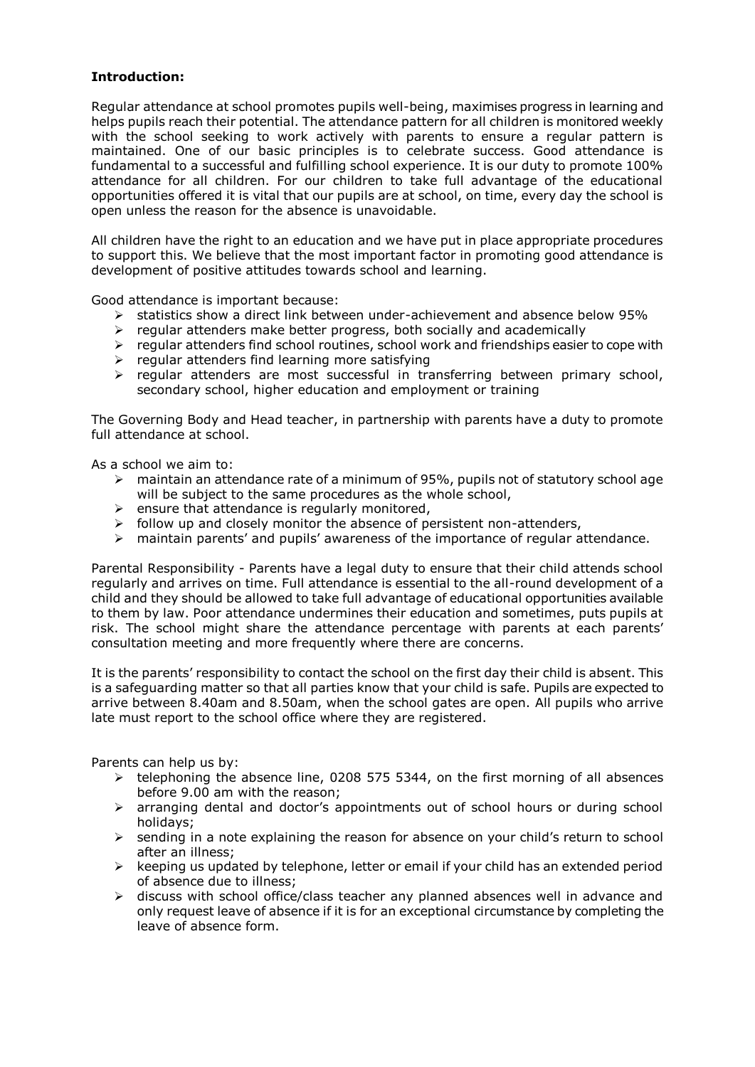**Introduction:**

Regular attendance at school promotes pupils well-being, maximises progress in learning and helps pupils reach their potential. The attendance pattern for all children is monitored weekly with the school seeking to work actively with parents to ensure a regular pattern is maintained. One of our basic principles is to celebrate success. Good attendance is fundamental to a successful and fulfilling school experience. It is our duty to promote 100% attendance for all children. For our children to take full advantage of the educational opportunities offered it is vital that our pupils are at school, on time, every day the school is open unless the reason for the absence is unavoidable.

All children have the right to an education and we have put in place appropriate procedures to support this. We believe that the most important factor in promoting good attendance is development of positive attitudes towards school and learning.

Good attendance is important because:

- statistics show a direct link between under-achievement and absence below 95%
- regular attenders make better progress, both socially and academically
- regular attenders find school routines, school work and friendships easier to cope with
- regular attenders find learning more satisfying
- regular attenders are most successful in transferring between primary school, secondary school, higher education and employment or training

The Governing Body and Head teacher, in partnership with parents have a duty to promote full attendance at school.

As a school we aim to:

- maintain an attendance rate of a minimum of 95%, pupils not of statutory school age will be subject to the same procedures as the whole school,
- ensure that attendance is regularly monitored,
- follow up and closely monitor the absence of persistent non-attenders,
- maintain parents' and pupils' awareness of the importance of regular attendance.

Parental Responsibility - Parents have a legal duty to ensure that their child attends school regularly and arrives on time. Full attendance is essential to the all-round development of a child and they should be allowed to take full advantage of educational opportunities available to them by law. Poor attendance undermines their education and sometimes, puts pupils at risk. The school might share the attendance percentage with parents at each parents' consultation meeting and more frequently where there are concerns.

It is the parents' responsibility to contact the school on the first day their child is absent. This is a safeguarding matter so that all parties know that your child is safe. Pupils are expected to arrive between 8.40am and 8.50am, when the school gates are open. All pupils who arrive late must report to the school office where they are registered.

Parents can help us by:

- telephoning the absence line, 0208 575 5344, on the first morning of all absences before 9.00 am with the reason;
- arranging dental and doctor's appointments out of school hours or during school holidays;
- sending in a note explaining the reason for absence on your child's return to school after an illness;
- keeping us updated by telephone, letter or email if your child has an extended period of absence due to illness;
- discuss with school office/class teacher any planned absences well in advance and only request leave of absence if it is for an exceptional circumstance by completing the leave of absence form.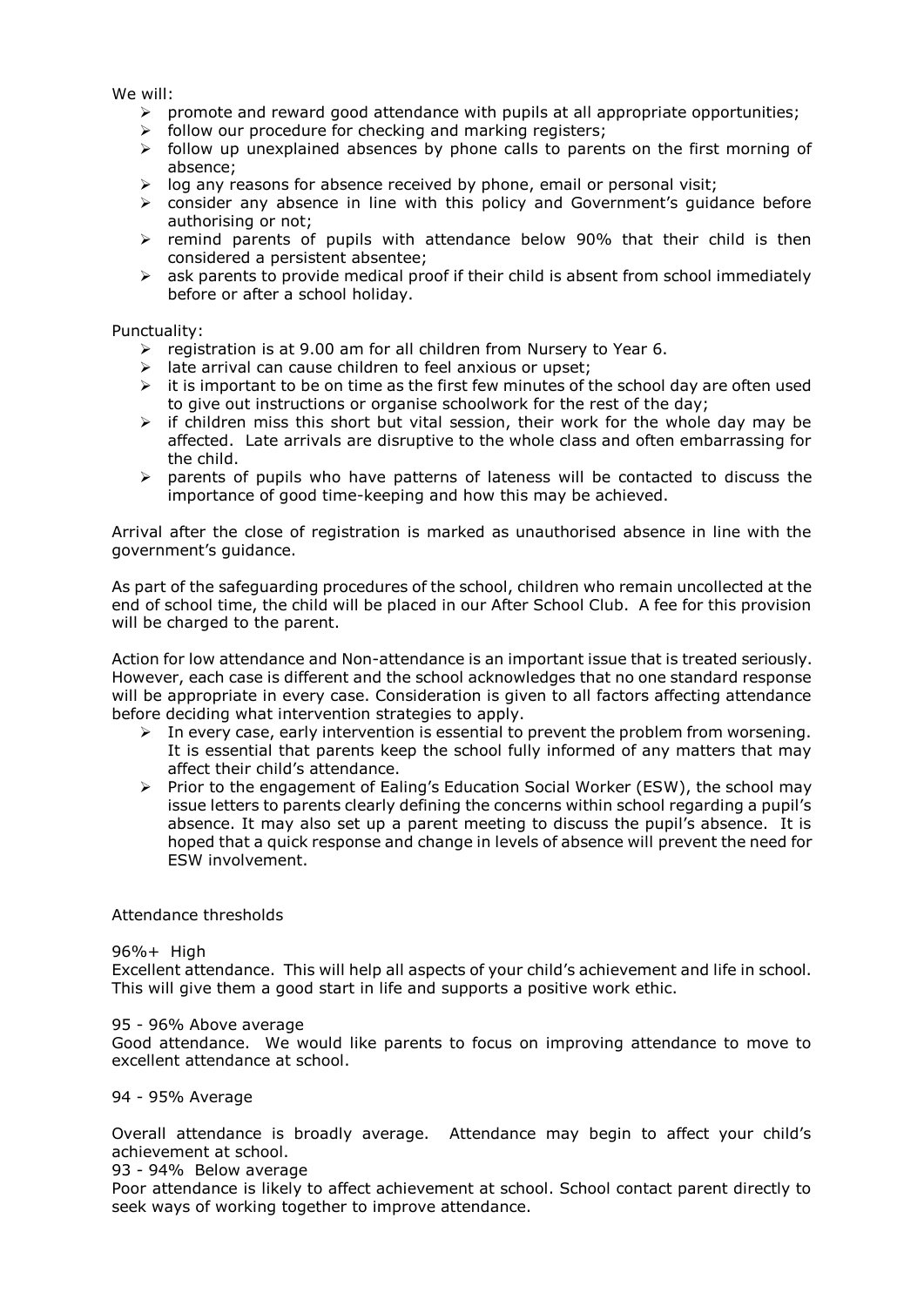We will:

- promote and reward good attendance with pupils at all appropriate opportunities;
- follow our procedure for checking and marking registers;
- follow up unexplained absences by phone calls to parents on the first morning of absence;
- log any reasons for absence received by phone, email or personal visit;
- consider any absence in line with this policy and Government's guidance before authorising or not;
- remind parents of pupils with attendance below 90% that their child is then considered a persistent absentee;
- ask parents to provide medical proof if their child is absent from school immediately before or after a school holiday.

Punctuality:

- registration is at 9.00 am for all children from Nursery to Year 6.
- late arrival can cause children to feel anxious or upset;
- it is important to be on time as the first few minutes of the school day are often used to give out instructions or organise schoolwork for the rest of the day;
- if children miss this short but vital session, their work for the whole day may be affected. Late arrivals are disruptive to the whole class and often embarrassing for the child.
- parents of pupils who have patterns of lateness will be contacted to discuss the importance of good time-keeping and how this may be achieved.

Arrival after the close of registration is marked as unauthorised absence in line with the government's guidance.

As part of the safeguarding procedures of the school, children who remain uncollected at the end of school time, the child will be placed in our After School Club. A fee for this provision will be charged to the parent.

Action for low attendance and Non-attendance is an important issue that is treated seriously. However, each case is different and the school acknowledges that no one standard response will be appropriate in every case. Consideration is given to all factors affecting attendance before deciding what intervention strategies to apply.

- In every case, early intervention is essential to prevent the problem from worsening. It is essential that parents keep the school fully informed of any matters that may affect their child's attendance.
- Prior to the engagement of Ealing's Education Social Worker (ESW), the school may issue letters to parents clearly defining the concerns within school regarding a pupil's absence. It may also set up a parent meeting to discuss the pupil's absence. It is hoped that a quick response and change in levels of absence will prevent the need for ESW involvement.

Attendance thresholds

96%+ High
Excellent attendance. This will help all aspects of your child's achievement and life in school. This will give them a good start in life and supports a positive work ethic.

95 - 96% Above average
Good attendance. We would like parents to focus on improving attendance to move to excellent attendance at school.

94 - 95% Average

Overall attendance is broadly average. Attendance may begin to affect your child's achievement at school.

93 - 94% Below average
Poor attendance is likely to affect achievement at school. School contact parent directly to seek ways of working together to improve attendance.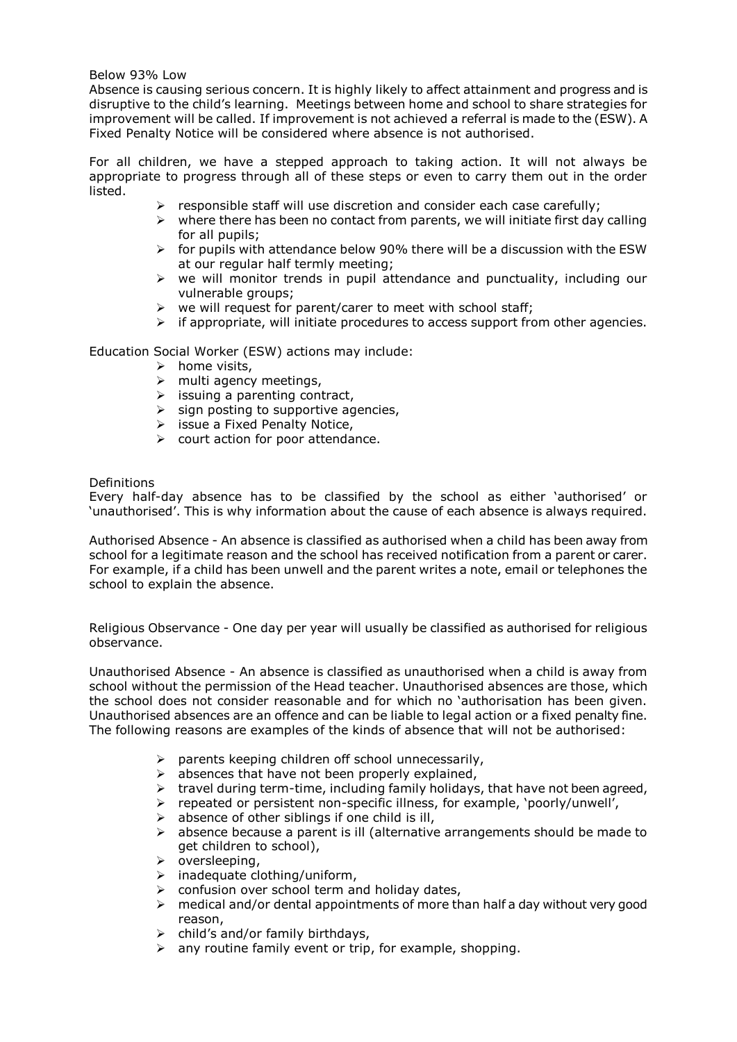Below 93% Low

Absence is causing serious concern. It is highly likely to affect attainment and progress and is disruptive to the child's learning. Meetings between home and school to share strategies for improvement will be called. If improvement is not achieved a referral is made to the (ESW). A Fixed Penalty Notice will be considered where absence is not authorised.

For all children, we have a stepped approach to taking action. It will not always be appropriate to progress through all of these steps or even to carry them out in the order listed.

- responsible staff will use discretion and consider each case carefully;
- where there has been no contact from parents, we will initiate first day calling for all pupils;
- for pupils with attendance below 90% there will be a discussion with the ESW at our regular half termly meeting;
- we will monitor trends in pupil attendance and punctuality, including our vulnerable groups;
- we will request for parent/carer to meet with school staff;
- if appropriate, will initiate procedures to access support from other agencies.

Education Social Worker (ESW) actions may include:

- home visits,
- multi agency meetings,
- issuing a parenting contract,
- sign posting to supportive agencies,
- issue a Fixed Penalty Notice,
- court action for poor attendance.

Definitions

Every half-day absence has to be classified by the school as either 'authorised' or 'unauthorised'. This is why information about the cause of each absence is always required.

Authorised Absence - An absence is classified as authorised when a child has been away from school for a legitimate reason and the school has received notification from a parent or carer. For example, if a child has been unwell and the parent writes a note, email or telephones the school to explain the absence.

Religious Observance - One day per year will usually be classified as authorised for religious observance.

Unauthorised Absence - An absence is classified as unauthorised when a child is away from school without the permission of the Head teacher. Unauthorised absences are those, which the school does not consider reasonable and for which no 'authorisation has been given. Unauthorised absences are an offence and can be liable to legal action or a fixed penalty fine. The following reasons are examples of the kinds of absence that will not be authorised:

- parents keeping children off school unnecessarily,
- absences that have not been properly explained,
- travel during term-time, including family holidays, that have not been agreed,
- repeated or persistent non-specific illness, for example, 'poorly/unwell',
- absence of other siblings if one child is ill,
- absence because a parent is ill (alternative arrangements should be made to get children to school),
- oversleeping,
- inadequate clothing/uniform,
- confusion over school term and holiday dates,
- medical and/or dental appointments of more than half a day without very good reason,
- child's and/or family birthdays,
- any routine family event or trip, for example, shopping.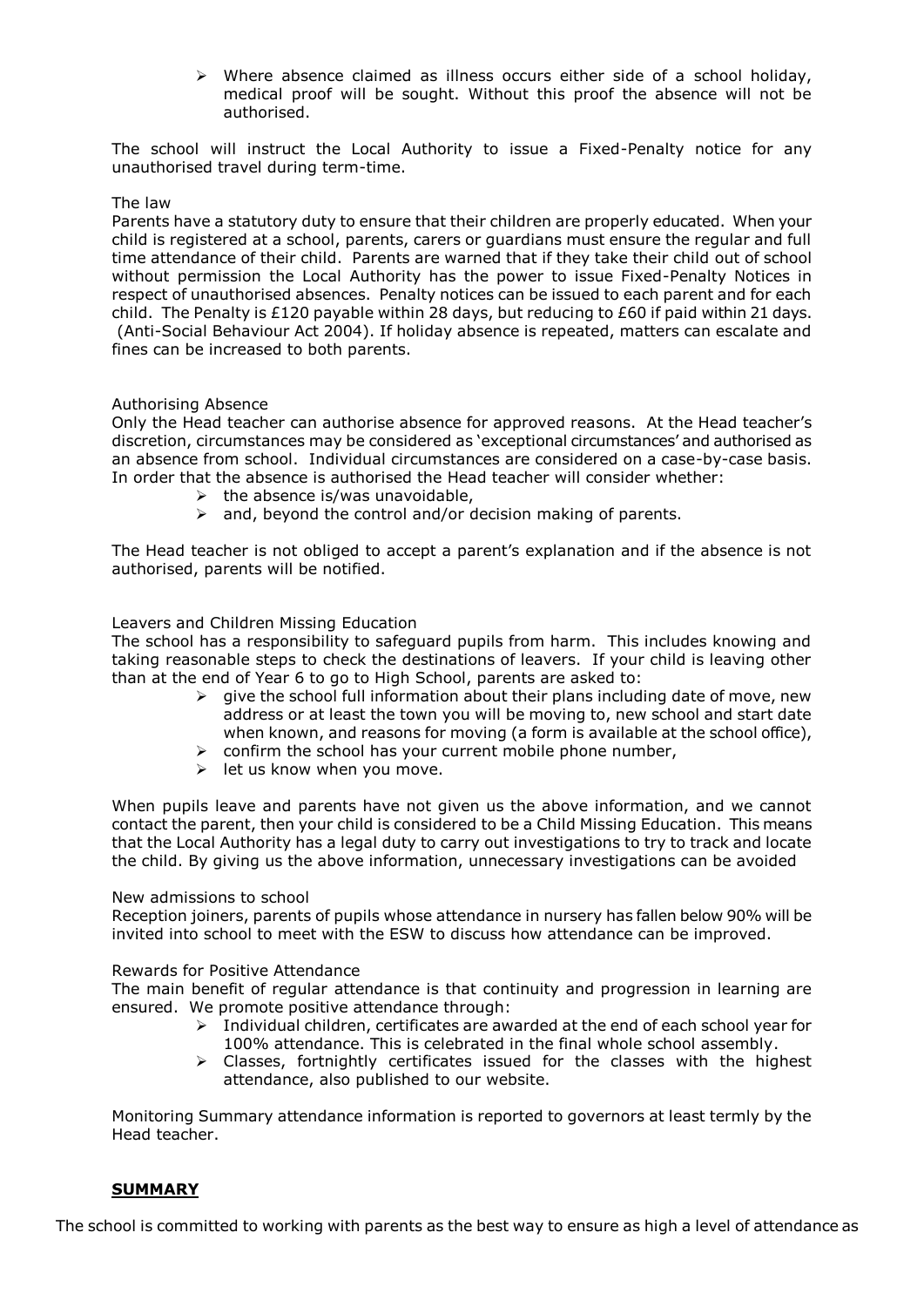- Where absence claimed as illness occurs either side of a school holiday, medical proof will be sought. Without this proof the absence will not be authorised.

The school will instruct the Local Authority to issue a Fixed-Penalty notice for any unauthorised travel during term-time.

The law

Parents have a statutory duty to ensure that their children are properly educated. When your child is registered at a school, parents, carers or guardians must ensure the regular and full time attendance of their child. Parents are warned that if they take their child out of school without permission the Local Authority has the power to issue Fixed-Penalty Notices in respect of unauthorised absences. Penalty notices can be issued to each parent and for each child. The Penalty is £120 payable within 28 days, but reducing to £60 if paid within 21 days. (Anti-Social Behaviour Act 2004). If holiday absence is repeated, matters can escalate and fines can be increased to both parents.

Authorising Absence

Only the Head teacher can authorise absence for approved reasons. At the Head teacher's discretion, circumstances may be considered as 'exceptional circumstances' and authorised as an absence from school. Individual circumstances are considered on a case-by-case basis. In order that the absence is authorised the Head teacher will consider whether:

- the absence is/was unavoidable,
- and, beyond the control and/or decision making of parents.

The Head teacher is not obliged to accept a parent's explanation and if the absence is not authorised, parents will be notified.

Leavers and Children Missing Education

The school has a responsibility to safeguard pupils from harm. This includes knowing and taking reasonable steps to check the destinations of leavers. If your child is leaving other than at the end of Year 6 to go to High School, parents are asked to:

- give the school full information about their plans including date of move, new address or at least the town you will be moving to, new school and start date when known, and reasons for moving (a form is available at the school office),
- confirm the school has your current mobile phone number,
- let us know when you move.

When pupils leave and parents have not given us the above information, and we cannot contact the parent, then your child is considered to be a Child Missing Education. This means that the Local Authority has a legal duty to carry out investigations to try to track and locate the child. By giving us the above information, unnecessary investigations can be avoided

New admissions to school

Reception joiners, parents of pupils whose attendance in nursery has fallen below 90% will be invited into school to meet with the ESW to discuss how attendance can be improved.

Rewards for Positive Attendance

The main benefit of regular attendance is that continuity and progression in learning are ensured. We promote positive attendance through:

- Individual children, certificates are awarded at the end of each school year for 100% attendance. This is celebrated in the final whole school assembly.
- Classes, fortnightly certificates issued for the classes with the highest attendance, also published to our website.

Monitoring Summary attendance information is reported to governors at least termly by the Head teacher.

## **SUMMARY**

The school is committed to working with parents as the best way to ensure as high a level of attendance as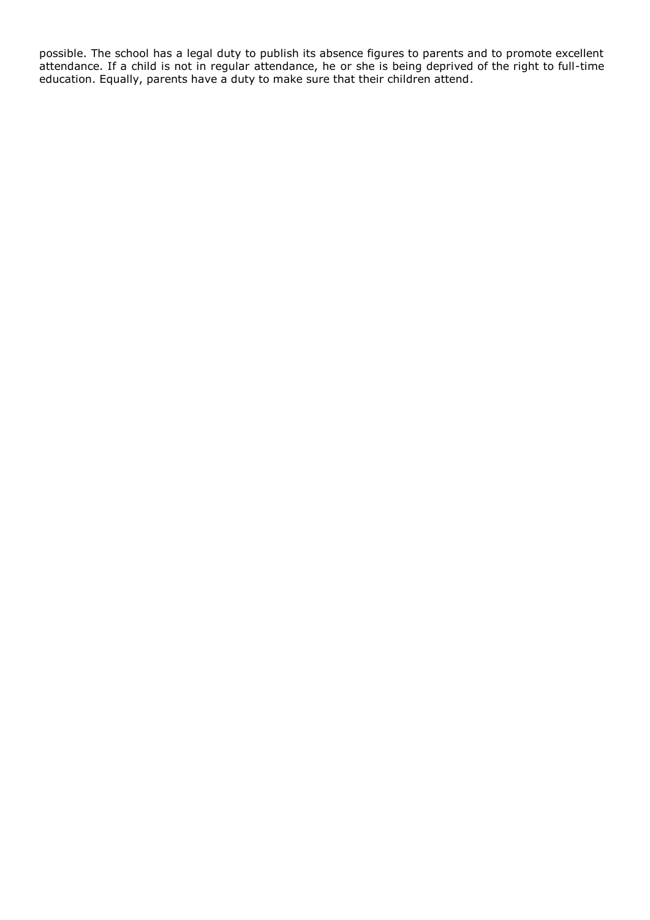possible. The school has a legal duty to publish its absence figures to parents and to promote excellent attendance. If a child is not in regular attendance, he or she is being deprived of the right to full-time education. Equally, parents have a duty to make sure that their children attend.